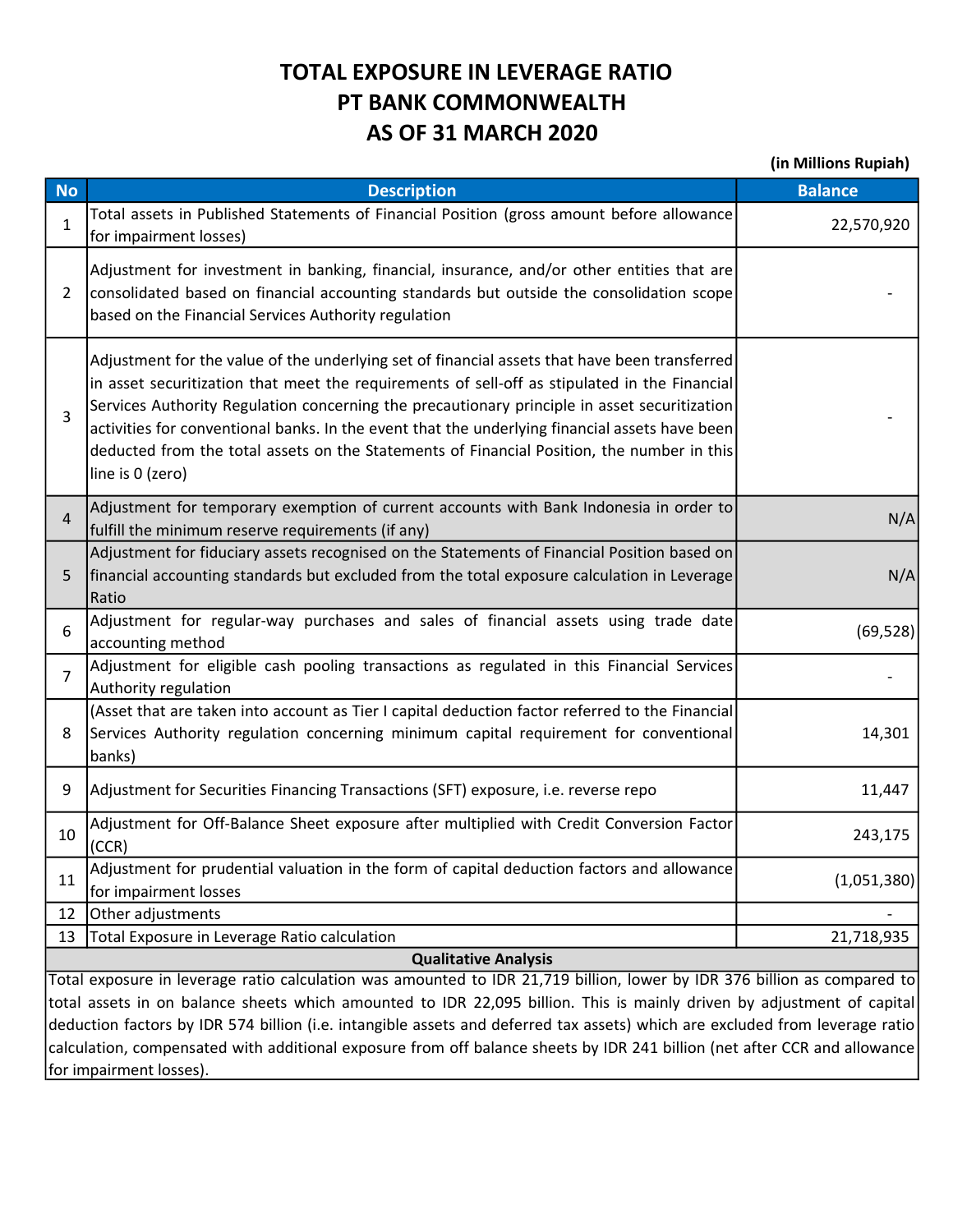# TOTAL EXPOSURE IN LEVERAGE RATIO
# PT BANK COMMONWEALTH
# AS OF 31 MARCH 2020

**(in Millions Rupiah)**

| No | Description | Balance |
|---|---|---|
| 1 | Total assets in Published Statements of Financial Position (gross amount before allowance for impairment losses) | 22,570,920 |
| 2 | Adjustment for investment in banking, financial, insurance, and/or other entities that are consolidated based on financial accounting standards but outside the consolidation scope based on the Financial Services Authority regulation | - |
| 3 | Adjustment for the value of the underlying set of financial assets that have been transferred in asset securitization that meet the requirements of sell-off as stipulated in the Financial Services Authority Regulation concerning the precautionary principle in asset securitization activities for conventional banks. In the event that the underlying financial assets have been deducted from the total assets on the Statements of Financial Position, the number in this line is 0 (zero) | - |
| 4 | Adjustment for temporary exemption of current accounts with Bank Indonesia in order to fulfill the minimum reserve requirements (if any) | N/A |
| 5 | Adjustment for fiduciary assets recognised on the Statements of Financial Position based on financial accounting standards but excluded from the total exposure calculation in Leverage Ratio | N/A |
| 6 | Adjustment for regular-way purchases and sales of financial assets using trade date accounting method | (69,528) |
| 7 | Adjustment for eligible cash pooling transactions as regulated in this Financial Services Authority regulation | - |
| 8 | (Asset that are taken into account as Tier I capital deduction factor referred to the Financial Services Authority regulation concerning minimum capital requirement for conventional banks) | 14,301 |
| 9 | Adjustment for Securities Financing Transactions (SFT) exposure, i.e. reverse repo | 11,447 |
| 10 | Adjustment for Off-Balance Sheet exposure after multiplied with Credit Conversion Factor (CCR) | 243,175 |
| 11 | Adjustment for prudential valuation in the form of capital deduction factors and allowance for impairment losses | (1,051,380) |
| 12 | Other adjustments | - |
| 13 | Total Exposure in Leverage Ratio calculation | 21,718,935 |

**Qualitative Analysis**

Total exposure in leverage ratio calculation was amounted to IDR 21,719 billion, lower by IDR 376 billion as compared to total assets in on balance sheets which amounted to IDR 22,095 billion. This is mainly driven by adjustment of capital deduction factors by IDR 574 billion (i.e. intangible assets and deferred tax assets) which are excluded from leverage ratio calculation, compensated with additional exposure from off balance sheets by IDR 241 billion (net after CCR and allowance for impairment losses).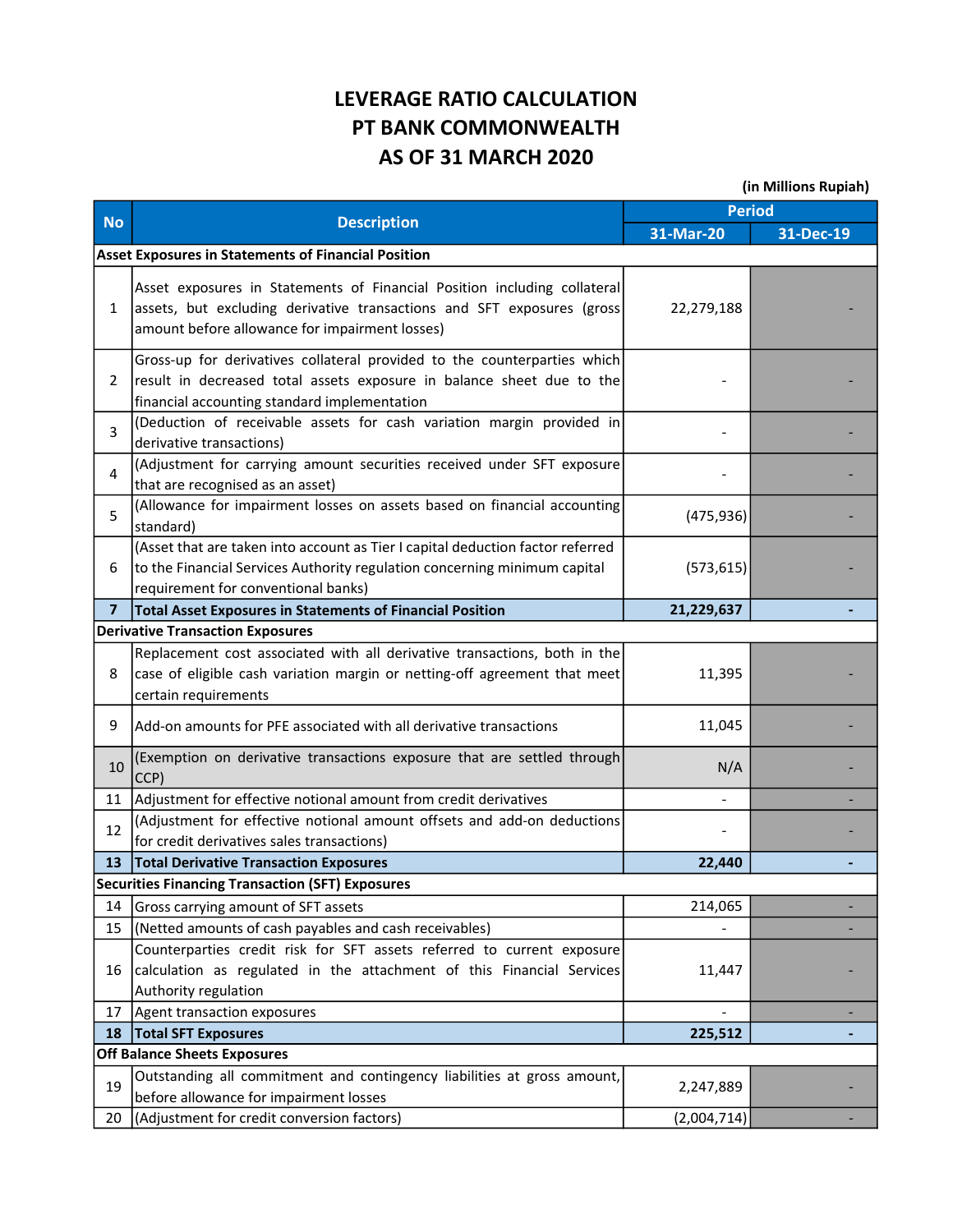# LEVERAGE RATIO CALCULATION
# PT BANK COMMONWEALTH
# AS OF 31 MARCH 2020

(in Millions Rupiah)

| No | Description | Period | |
|---|---|---|---|
| | | 31-Mar-20 | 31-Dec-19 |
| **Asset Exposures in Statements of Financial Position** | | | |
| 1 | Asset exposures in Statements of Financial Position including collateral assets, but excluding derivative transactions and SFT exposures (gross amount before allowance for impairment losses) | 22,279,188 | - |
| 2 | Gross-up for derivatives collateral provided to the counterparties which result in decreased total assets exposure in balance sheet due to the financial accounting standard implementation | - | - |
| 3 | (Deduction of receivable assets for cash variation margin provided in derivative transactions) | - | - |
| 4 | (Adjustment for carrying amount securities received under SFT exposure that are recognised as an asset) | - | - |
| 5 | (Allowance for impairment losses on assets based on financial accounting standard) | (475,936) | - |
| 6 | (Asset that are taken into account as Tier I capital deduction factor referred to the Financial Services Authority regulation concerning minimum capital requirement for conventional banks) | (573,615) | - |
| **7** | **Total Asset Exposures in Statements of Financial Position** | **21,229,637** | **-** |
| **Derivative Transaction Exposures** | | | |
| 8 | Replacement cost associated with all derivative transactions, both in the case of eligible cash variation margin or netting-off agreement that meet certain requirements | 11,395 | - |
| 9 | Add-on amounts for PFE associated with all derivative transactions | 11,045 | - |
| 10 | (Exemption on derivative transactions exposure that are settled through CCP) | N/A | - |
| 11 | Adjustment for effective notional amount from credit derivatives | - | - |
| 12 | (Adjustment for effective notional amount offsets and add-on deductions for credit derivatives sales transactions) | - | - |
| **13** | **Total Derivative Transaction Exposures** | **22,440** | **-** |
| **Securities Financing Transaction (SFT) Exposures** | | | |
| 14 | Gross carrying amount of SFT assets | 214,065 | - |
| 15 | (Netted amounts of cash payables and cash receivables) | - | - |
| 16 | Counterparties credit risk for SFT assets referred to current exposure calculation as regulated in the attachment of this Financial Services Authority regulation | 11,447 | - |
| 17 | Agent transaction exposures | - | - |
| **18** | **Total SFT Exposures** | **225,512** | **-** |
| **Off Balance Sheets Exposures** | | | |
| 19 | Outstanding all commitment and contingency liabilities at gross amount, before allowance for impairment losses | 2,247,889 | - |
| 20 | (Adjustment for credit conversion factors) | (2,004,714) | - |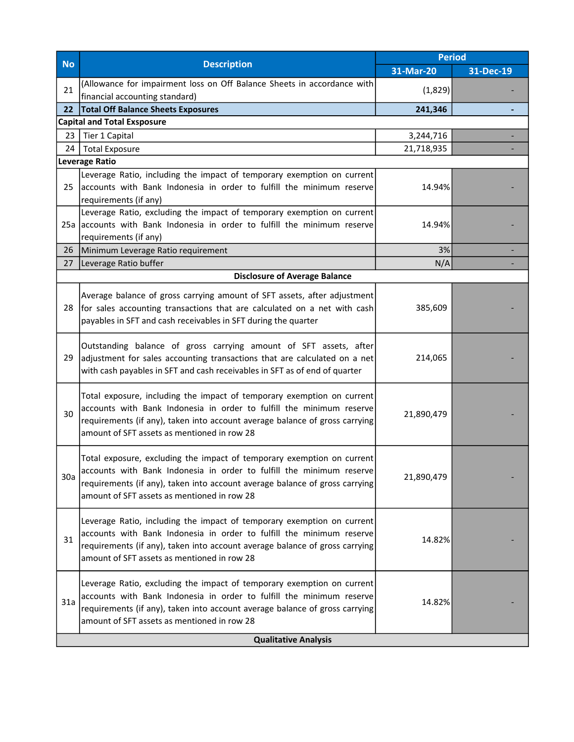| No | Description | Period | |
|---|---|---|---|
| | | 31-Mar-20 | 31-Dec-19 |
| 21 | (Allowance for impairment loss on Off Balance Sheets in accordance with financial accounting standard) | (1,829) | - |
| **22** | **Total Off Balance Sheets Exposures** | **241,346** | **-** |
| **Capital and Total Exsposure** | | | |
| 23 | Tier 1 Capital | 3,244,716 | - |
| 24 | Total Exposure | 21,718,935 | - |
| **Leverage Ratio** | | | |
| 25 | Leverage Ratio, including the impact of temporary exemption on current accounts with Bank Indonesia in order to fulfill the minimum reserve requirements (if any) | 14.94% | - |
| 25a | Leverage Ratio, excluding the impact of temporary exemption on current accounts with Bank Indonesia in order to fulfill the minimum reserve requirements (if any) | 14.94% | - |
| 26 | Minimum Leverage Ratio requirement | 3% | - |
| 27 | Leverage Ratio buffer | N/A | - |
| **Disclosure of Average Balance** | | | |
| 28 | Average balance of gross carrying amount of SFT assets, after adjustment for sales accounting transactions that are calculated on a net with cash payables in SFT and cash receivables in SFT during the quarter | 385,609 | - |
| 29 | Outstanding balance of gross carrying amount of SFT assets, after adjustment for sales accounting transactions that are calculated on a net with cash payables in SFT and cash receivables in SFT as of end of quarter | 214,065 | - |
| 30 | Total exposure, including the impact of temporary exemption on current accounts with Bank Indonesia in order to fulfill the minimum reserve requirements (if any), taken into account average balance of gross carrying amount of SFT assets as mentioned in row 28 | 21,890,479 | - |
| 30a | Total exposure, excluding the impact of temporary exemption on current accounts with Bank Indonesia in order to fulfill the minimum reserve requirements (if any), taken into account average balance of gross carrying amount of SFT assets as mentioned in row 28 | 21,890,479 | - |
| 31 | Leverage Ratio, including the impact of temporary exemption on current accounts with Bank Indonesia in order to fulfill the minimum reserve requirements (if any), taken into account average balance of gross carrying amount of SFT assets as mentioned in row 28 | 14.82% | - |
| 31a | Leverage Ratio, excluding the impact of temporary exemption on current accounts with Bank Indonesia in order to fulfill the minimum reserve requirements (if any), taken into account average balance of gross carrying amount of SFT assets as mentioned in row 28 | 14.82% | - |
| **Qualitative Analysis** | | | |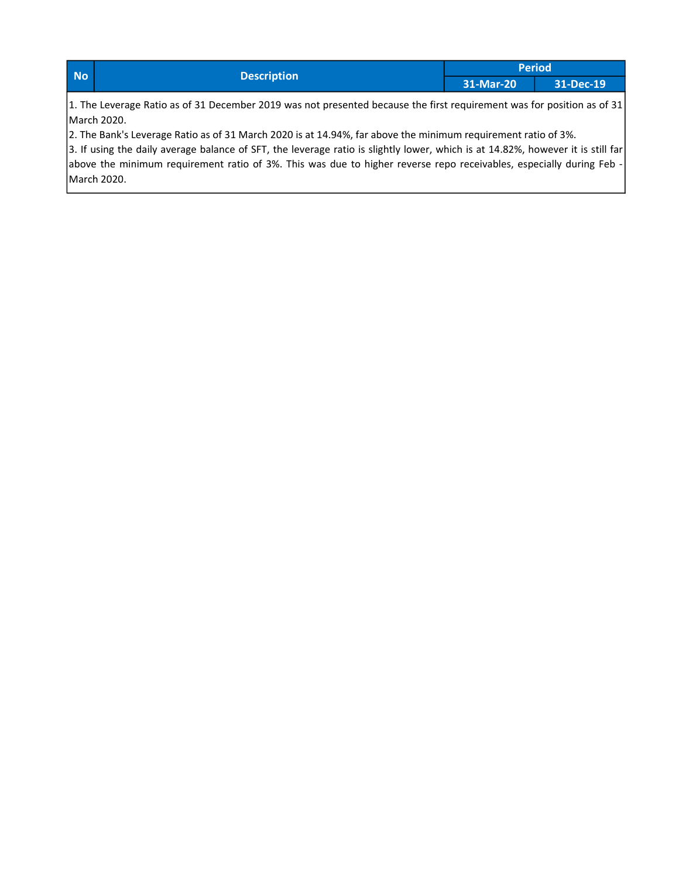| No | Description | Period | |
|---|---|---|---|
| | | 31-Mar-20 | 31-Dec-19 |

1. The Leverage Ratio as of 31 December 2019 was not presented because the first requirement was for position as of 31 March 2020.
2. The Bank's Leverage Ratio as of 31 March 2020 is at 14.94%, far above the minimum requirement ratio of 3%.
3. If using the daily average balance of SFT, the leverage ratio is slightly lower, which is at 14.82%, however it is still far above the minimum requirement ratio of 3%. This was due to higher reverse repo receivables, especially during Feb - March 2020.